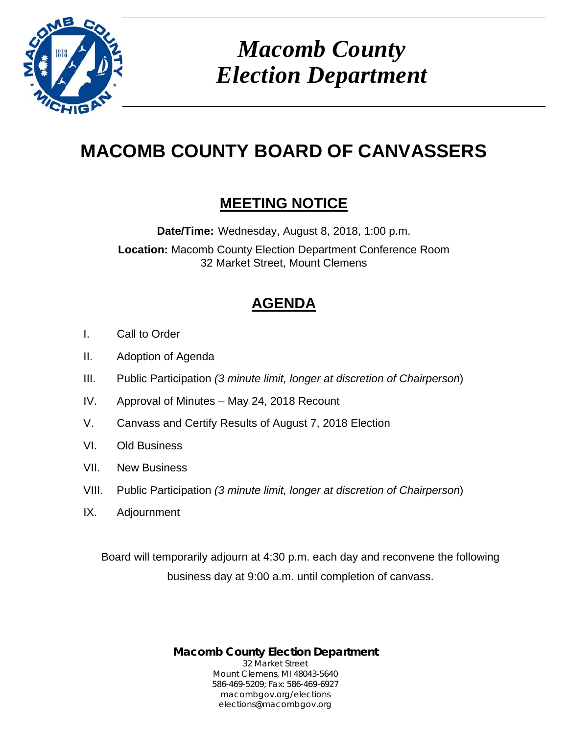# Macomb County Election Department

# MACOMB COUNTY BOARD OF CANVASSERS

## MEETING NOTICE

**Date/Time:** Wednesday, August 8, 2018, 1:00 p.m.

**Location:** Macomb County Election Department Conference Room
32 Market Street, Mount Clemens

## AGENDA

I. Call to Order

II. Adoption of Agenda

III. Public Participation *(3 minute limit, longer at discretion of Chairperson*)

IV. Approval of Minutes – May 24, 2018 Recount

V. Canvass and Certify Results of August 7, 2018 Election

VI. Old Business

VII. New Business

VIII. Public Participation *(3 minute limit, longer at discretion of Chairperson*)

IX. Adjournment

Board will temporarily adjourn at 4:30 p.m. each day and reconvene the following business day at 9:00 a.m. until completion of canvass.

**Macomb County Election Department**
32 Market Street
Mount Clemens, MI 48043-5640
586-469-5209; Fax: 586-469-6927
macombgov.org/elections
elections@macombgov.org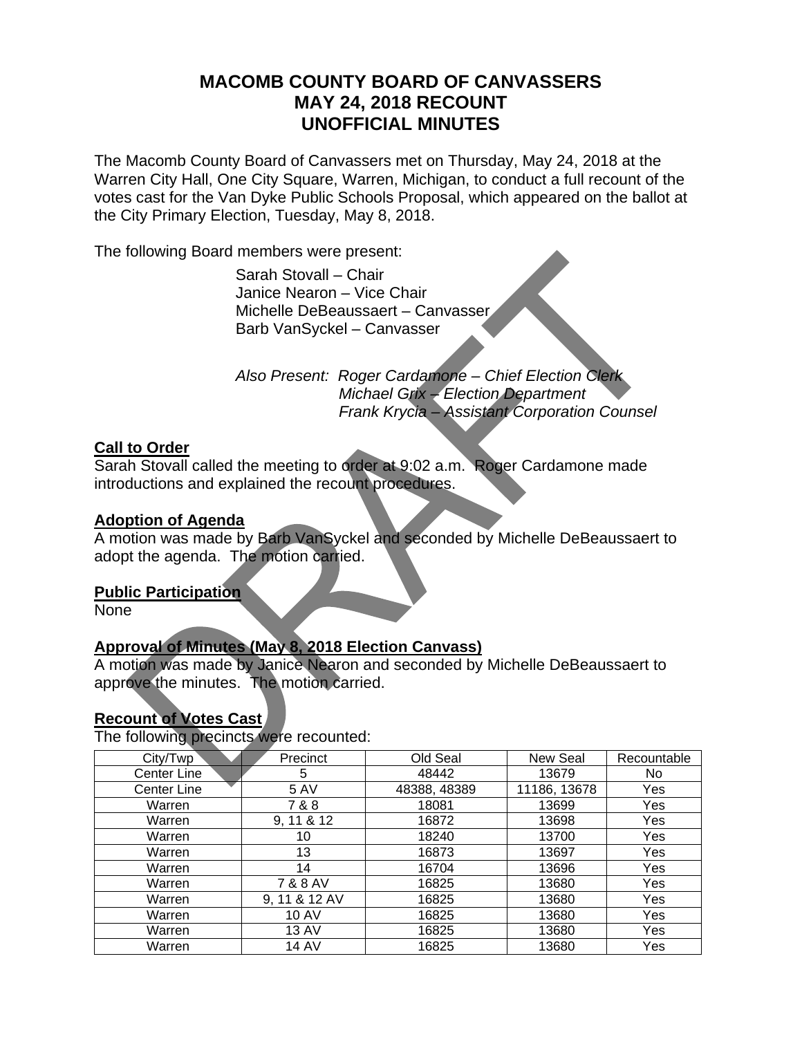# MACOMB COUNTY BOARD OF CANVASSERS
# MAY 24, 2018 RECOUNT
# UNOFFICIAL MINUTES

The Macomb County Board of Canvassers met on Thursday, May 24, 2018 at the Warren City Hall, One City Square, Warren, Michigan, to conduct a full recount of the votes cast for the Van Dyke Public Schools Proposal, which appeared on the ballot at the City Primary Election, Tuesday, May 8, 2018.

The following Board members were present:

Sarah Stovall – Chair
Janice Nearon – Vice Chair
Michelle DeBeaussaert – Canvasser
Barb VanSyckel – Canvasser

*Also Present: Roger Cardamone – Chief Election Clerk*
*Michael Grix – Election Department*
*Frank Krycia – Assistant Corporation Counsel*

**Call to Order**

Sarah Stovall called the meeting to order at 9:02 a.m. Roger Cardamone made introductions and explained the recount procedures.

**Adoption of Agenda**

A motion was made by Barb VanSyckel and seconded by Michelle DeBeaussaert to adopt the agenda. The motion carried.

**Public Participation**

None

**Approval of Minutes (May 8, 2018 Election Canvass)**

A motion was made by Janice Nearon and seconded by Michelle DeBeaussaert to approve the minutes. The motion carried.

**Recount of Votes Cast**

The following precincts were recounted:

| City/Twp | Precinct | Old Seal | New Seal | Recountable |
|---|---|---|---|---|
| Center Line | 5 | 48442 | 13679 | No |
| Center Line | 5 AV | 48388, 48389 | 11186, 13678 | Yes |
| Warren | 7 & 8 | 18081 | 13699 | Yes |
| Warren | 9, 11 & 12 | 16872 | 13698 | Yes |
| Warren | 10 | 18240 | 13700 | Yes |
| Warren | 13 | 16873 | 13697 | Yes |
| Warren | 14 | 16704 | 13696 | Yes |
| Warren | 7 & 8 AV | 16825 | 13680 | Yes |
| Warren | 9, 11 & 12 AV | 16825 | 13680 | Yes |
| Warren | 10 AV | 16825 | 13680 | Yes |
| Warren | 13 AV | 16825 | 13680 | Yes |
| Warren | 14 AV | 16825 | 13680 | Yes |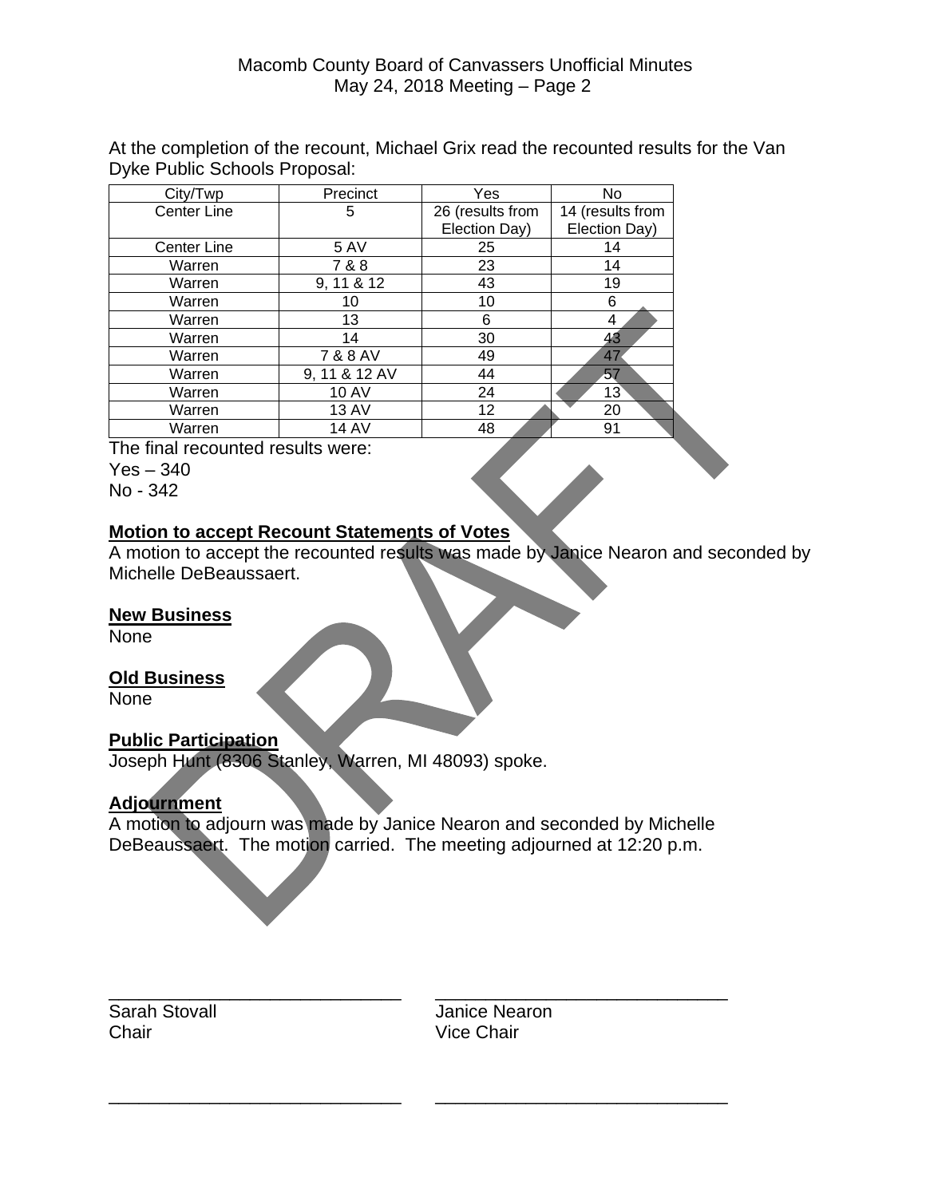At the completion of the recount, Michael Grix read the recounted results for the Van Dyke Public Schools Proposal:

| City/Twp | Precinct | Yes | No |
|---|---|---|---|
| Center Line | 5 | 26 (results from Election Day) | 14 (results from Election Day) |
| Center Line | 5 AV | 25 | 14 |
| Warren | 7 & 8 | 23 | 14 |
| Warren | 9, 11 & 12 | 43 | 19 |
| Warren | 10 | 10 | 6 |
| Warren | 13 | 6 | 4 |
| Warren | 14 | 30 | 43 |
| Warren | 7 & 8 AV | 49 | 47 |
| Warren | 9, 11 & 12 AV | 44 | 57 |
| Warren | 10 AV | 24 | 13 |
| Warren | 13 AV | 12 | 20 |
| Warren | 14 AV | 48 | 91 |

The final recounted results were:
Yes – 340
No - 342

**Motion to accept Recount Statements of Votes**
A motion to accept the recounted results was made by Janice Nearon and seconded by Michelle DeBeaussaert.

**New Business**
None

**Old Business**
None

**Public Participation**
Joseph Hunt (8306 Stanley, Warren, MI 48093) spoke.

**Adjournment**
A motion to adjourn was made by Janice Nearon and seconded by Michelle DeBeaussaert. The motion carried. The meeting adjourned at 12:20 p.m.

DRAFT

| ______________________________ | ______________________________ |
|---|---|
| Sarah Stovall | Janice Nearon |
| Chair | Vice Chair |
| ______________________________ | ______________________________ |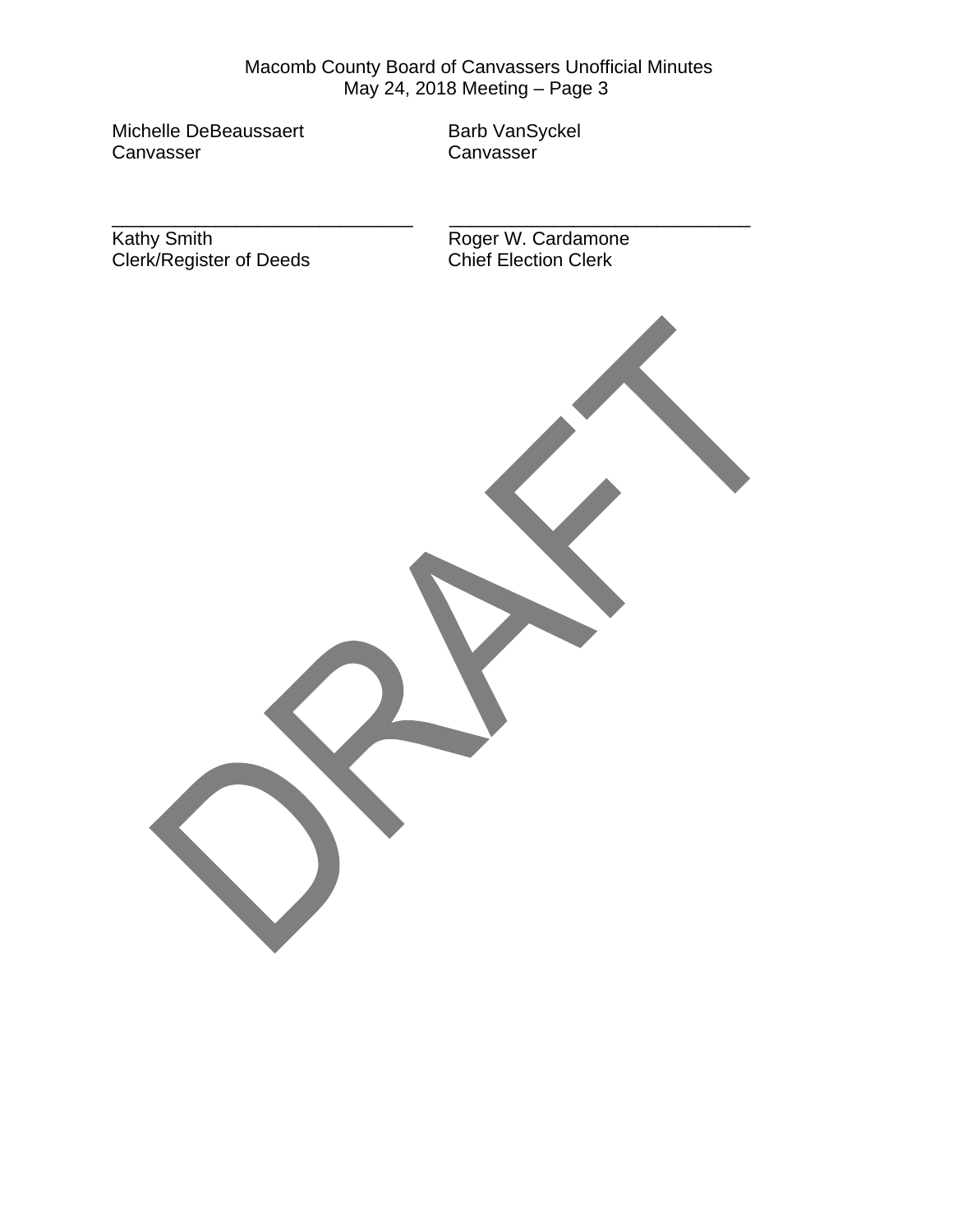Michelle DeBeaussaert
Canvasser

Barb VanSyckel
Canvasser

\_\_\_\_\_\_\_\_\_\_\_\_\_\_\_\_\_\_\_\_\_\_\_\_\_\_\_\_\_\_
Kathy Smith
Clerk/Register of Deeds

\_\_\_\_\_\_\_\_\_\_\_\_\_\_\_\_\_\_\_\_\_\_\_\_\_\_\_\_\_\_
Roger W. Cardamone
Chief Election Clerk

DRAFT